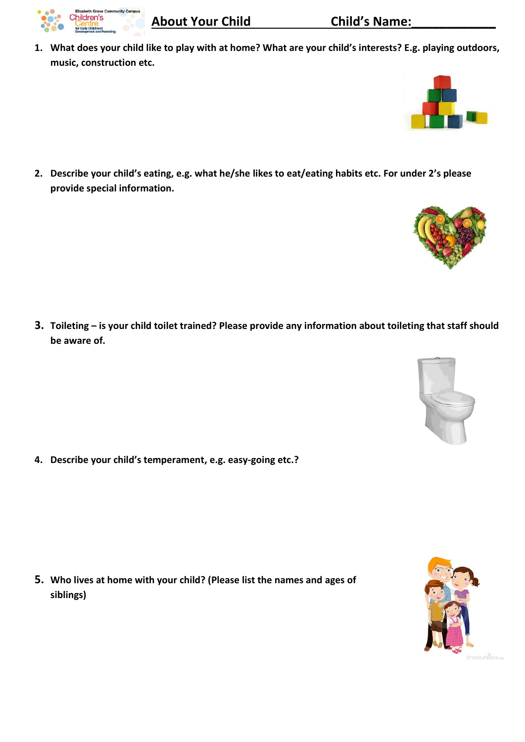Elizabeth Grove Community Campus Children's Centre for Early Childhood Development and Parenting

# About Your Child

**Child's Name:\_\_\_\_\_\_\_\_\_\_\_\_**

1. **What does your child like to play with at home? What are your child's interests? E.g. playing outdoors, music, construction etc.**

2. **Describe your child's eating, e.g. what he/she likes to eat/eating habits etc. For under 2's please provide special information.**

3. **Toileting – is your child toilet trained? Please provide any information about toileting that staff should be aware of.**

4. **Describe your child's temperament, e.g. easy-going etc.?**

5. **Who lives at home with your child? (Please list the names and ages of siblings)**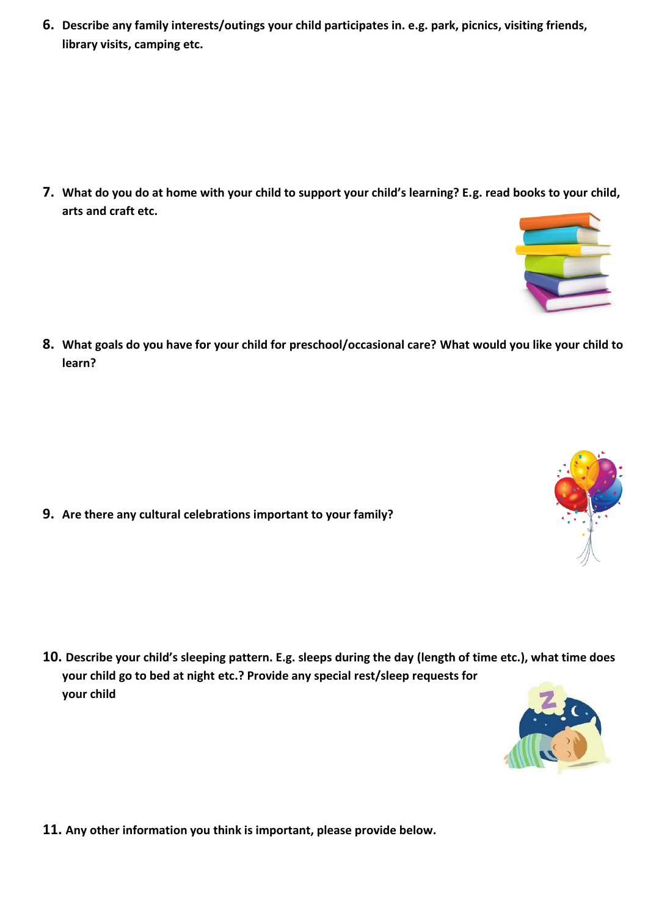6. Describe any family interests/outings your child participates in. e.g. park, picnics, visiting friends, library visits, camping etc.

7. What do you do at home with your child to support your child's learning? E.g. read books to your child, arts and craft etc.

8. What goals do you have for your child for preschool/occasional care? What would you like your child to learn?

9. Are there any cultural celebrations important to your family?

10. Describe your child's sleeping pattern. E.g. sleeps during the day (length of time etc.), what time does your child go to bed at night etc.? Provide any special rest/sleep requests for your child

11. Any other information you think is important, please provide below.